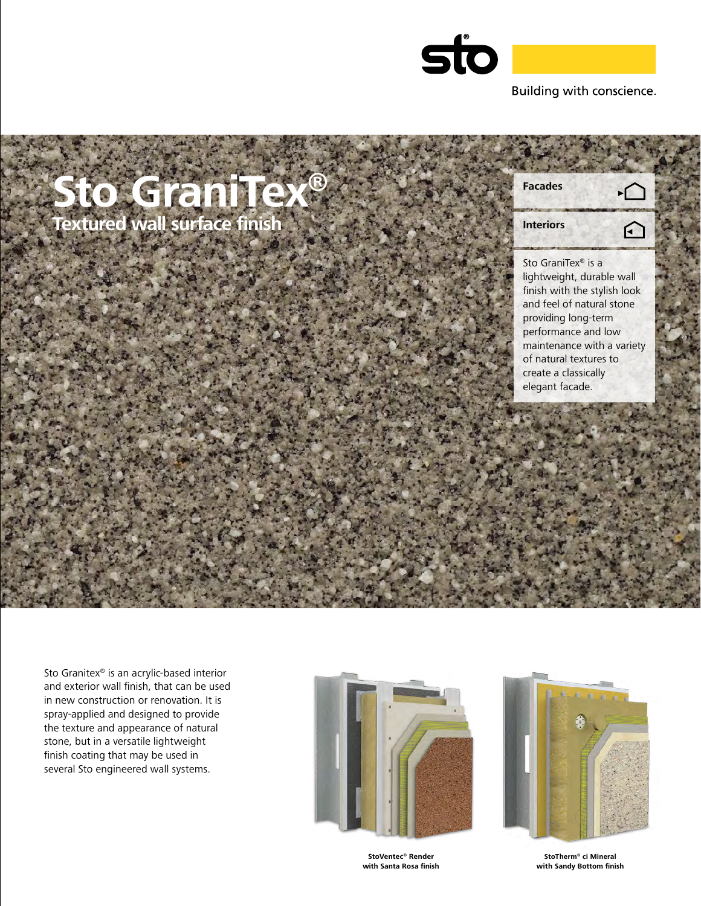Building with conscience.

# Sto GraniTex®

## Textured wall surface finish

**Facades**

**Interiors**

Sto GraniTex® is a lightweight, durable wall finish with the stylish look and feel of natural stone providing long-term performance and low maintenance with a variety of natural textures to create a classically elegant facade.

Sto Granitex® is an acrylic-based interior and exterior wall finish, that can be used in new construction or renovation. It is spray-applied and designed to provide the texture and appearance of natural stone, but in a versatile lightweight finish coating that may be used in several Sto engineered wall systems.

**StoVentec® Render with Santa Rosa finish**

**StoTherm® ci Mineral with Sandy Bottom finish**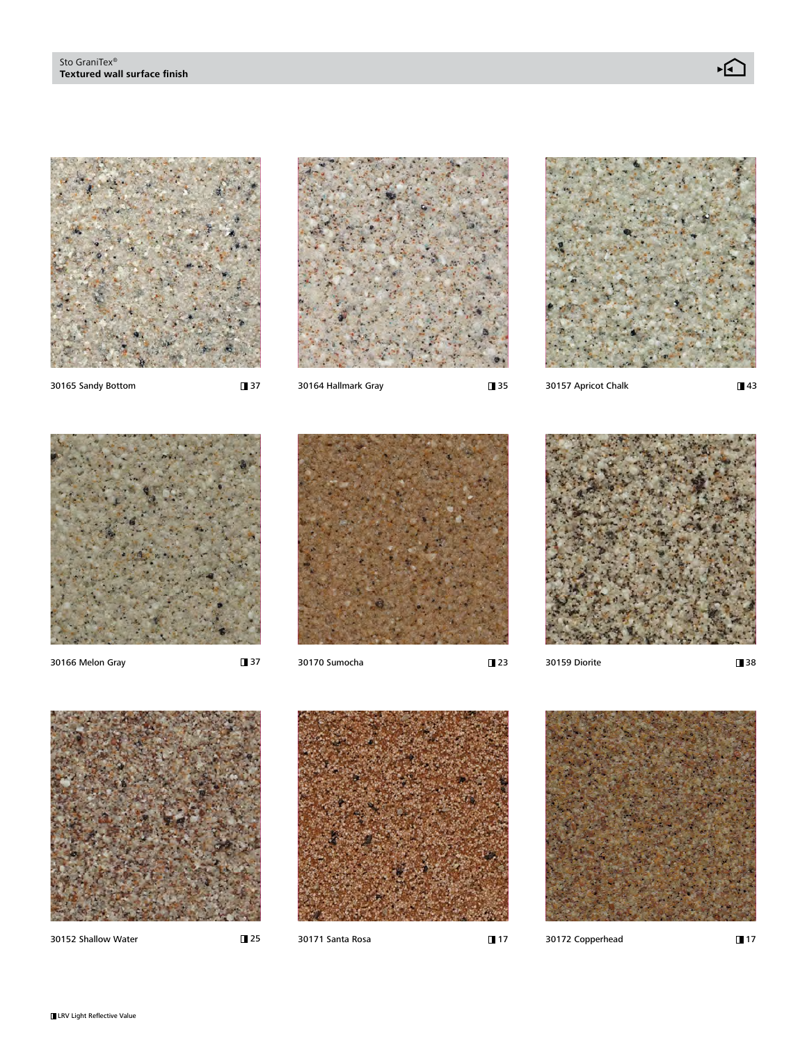30165 Sandy Bottom ◨ 37

30164 Hallmark Gray ◨ 35

30157 Apricot Chalk ◨ 43

30166 Melon Gray ◨ 37

30170 Sumocha ◨ 23

30159 Diorite ◨ 38

30152 Shallow Water ◨ 25

30171 Santa Rosa ◨ 17

30172 Copperhead ◨ 17

◨ LRV Light Reflective Value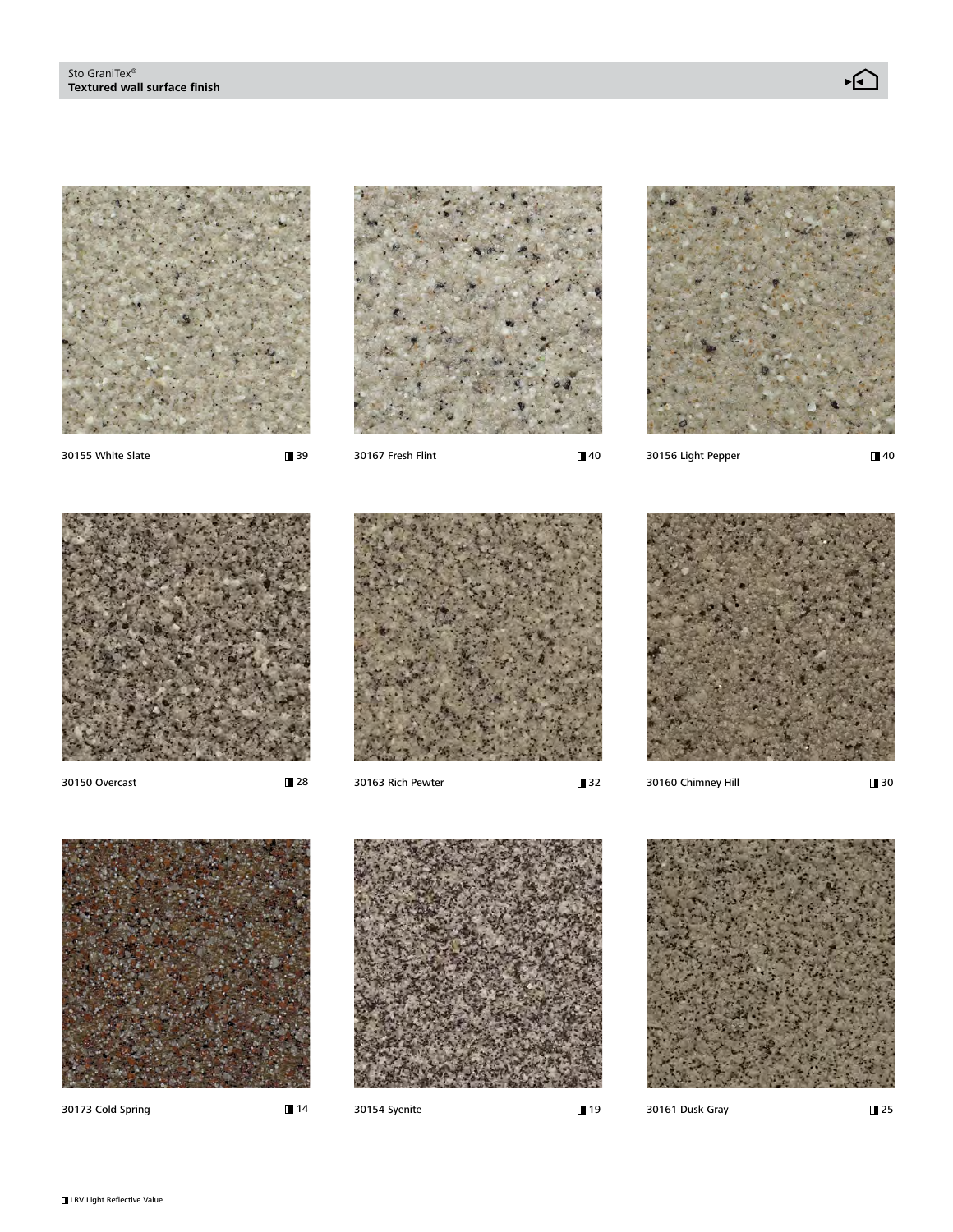30155 White Slate ◨ 39

30167 Fresh Flint ◨ 40

30156 Light Pepper ◨ 40

30150 Overcast ◨ 28

30163 Rich Pewter ◨ 32

30160 Chimney Hill ◨ 30

30173 Cold Spring ◨ 14

30154 Syenite ◨ 19

30161 Dusk Gray ◨ 25

◨ LRV Light Reflective Value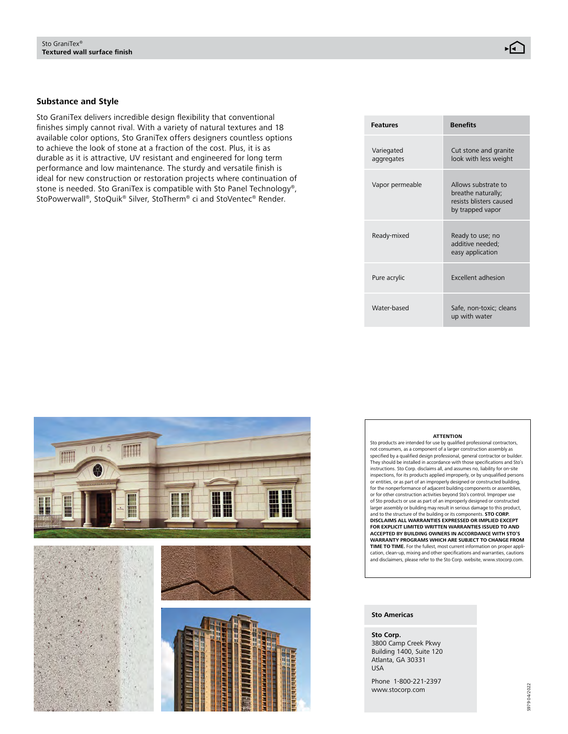## Substance and Style

Sto GraniTex delivers incredible design flexibility that conventional finishes simply cannot rival. With a variety of natural textures and 18 available color options, Sto GraniTex offers designers countless options to achieve the look of stone at a fraction of the cost. Plus, it is as durable as it is attractive, UV resistant and engineered for long term performance and low maintenance. The sturdy and versatile finish is ideal for new construction or restoration projects where continuation of stone is needed. Sto GraniTex is compatible with Sto Panel Technology®, StoPowerwall®, StoQuik® Silver, StoTherm® ci and StoVentec® Render.

| Features | Benefits |
|---|---|
| Variegated aggregates | Cut stone and granite look with less weight |
| Vapor permeable | Allows substrate to breathe naturally; resists blisters caused by trapped vapor |
| Ready-mixed | Ready to use; no additive needed; easy application |
| Pure acrylic | Excellent adhesion |
| Water-based | Safe, non-toxic; cleans up with water |

**ATTENTION**

Sto products are intended for use by qualified professional contractors, not consumers, as a component of a larger construction assembly as specified by a qualified design professional, general contractor or builder. They should be installed in accordance with those specifications and Sto's instructions. Sto Corp. disclaims all, and assumes no, liability for on-site inspections, for its products applied improperly, or by unqualified persons or entities, or as part of an improperly designed or constructed building, for the nonperformance of adjacent building components or assemblies, or for other construction activities beyond Sto's control. Improper use of Sto products or use as part of an improperly designed or constructed larger assembly or building may result in serious damage to this product, and to the structure of the building or its components. **STO CORP. DISCLAIMS ALL WARRANTIES EXPRESSED OR IMPLIED EXCEPT FOR EXPLICIT LIMITED WRITTEN WARRANTIES ISSUED TO AND ACCEPTED BY BUILDING OWNERS IN ACCORDANCE WITH STO'S WARRANTY PROGRAMS WHICH ARE SUBJECT TO CHANGE FROM TIME TO TIME.** For the fullest, most current information on proper application, clean-up, mixing and other specifications and warranties, cautions and disclaimers, please refer to the Sto Corp. website, www.stocorp.com.

**Sto Americas**

**Sto Corp.**
3800 Camp Creek Pkwy
Building 1400, Suite 120
Atlanta, GA 30331
USA

Phone 1-800-221-2397
www.stocorp.com

S979 04/2022